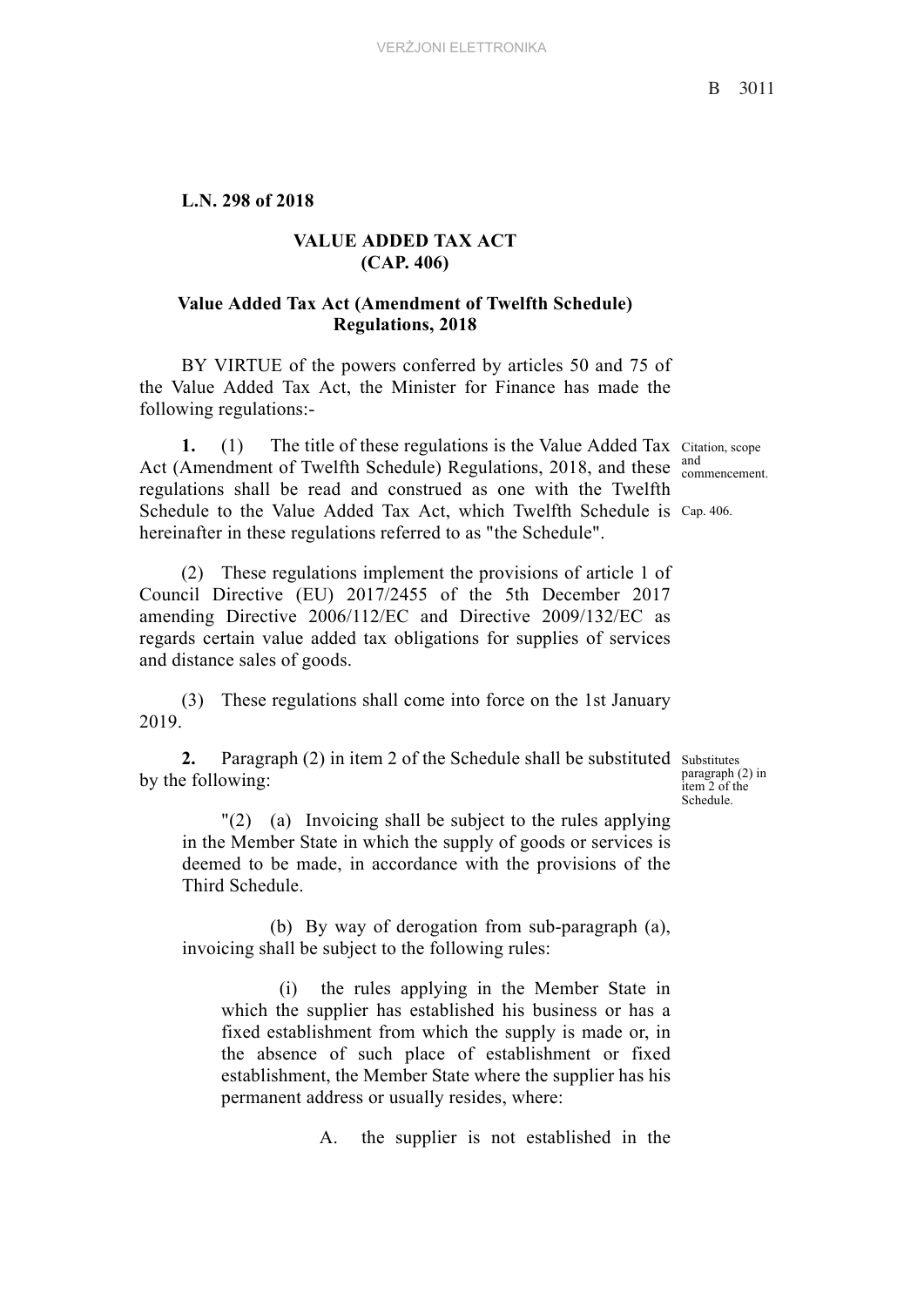**L.N. 298 of 2018**

## VALUE ADDED TAX ACT
## (CAP. 406)

### Value Added Tax Act (Amendment of Twelfth Schedule) Regulations, 2018

BY VIRTUE of the powers conferred by articles 50 and 75 of the Value Added Tax Act, the Minister for Finance has made the following regulations:-

*Citation, scope and commencement.*

**1.** (1) The title of these regulations is the Value Added Tax Act (Amendment of Twelfth Schedule) Regulations, 2018, and these regulations shall be read and construed as one with the Twelfth Schedule to the Value Added Tax Act, which Twelfth Schedule is hereinafter in these regulations referred to as "the Schedule".

*Cap. 406.*

(2) These regulations implement the provisions of article 1 of Council Directive (EU) 2017/2455 of the 5th December 2017 amending Directive 2006/112/EC and Directive 2009/132/EC as regards certain value added tax obligations for supplies of services and distance sales of goods.

(3) These regulations shall come into force on the 1st January 2019.

*Substitutes paragraph (2) in item 2 of the Schedule.*

**2.** Paragraph (2) in item 2 of the Schedule shall be substituted by the following:

"(2) (a) Invoicing shall be subject to the rules applying in the Member State in which the supply of goods or services is deemed to be made, in accordance with the provisions of the Third Schedule.

(b) By way of derogation from sub-paragraph (a), invoicing shall be subject to the following rules:

(i) the rules applying in the Member State in which the supplier has established his business or has a fixed establishment from which the supply is made or, in the absence of such place of establishment or fixed establishment, the Member State where the supplier has his permanent address or usually resides, where:

A. the supplier is not established in the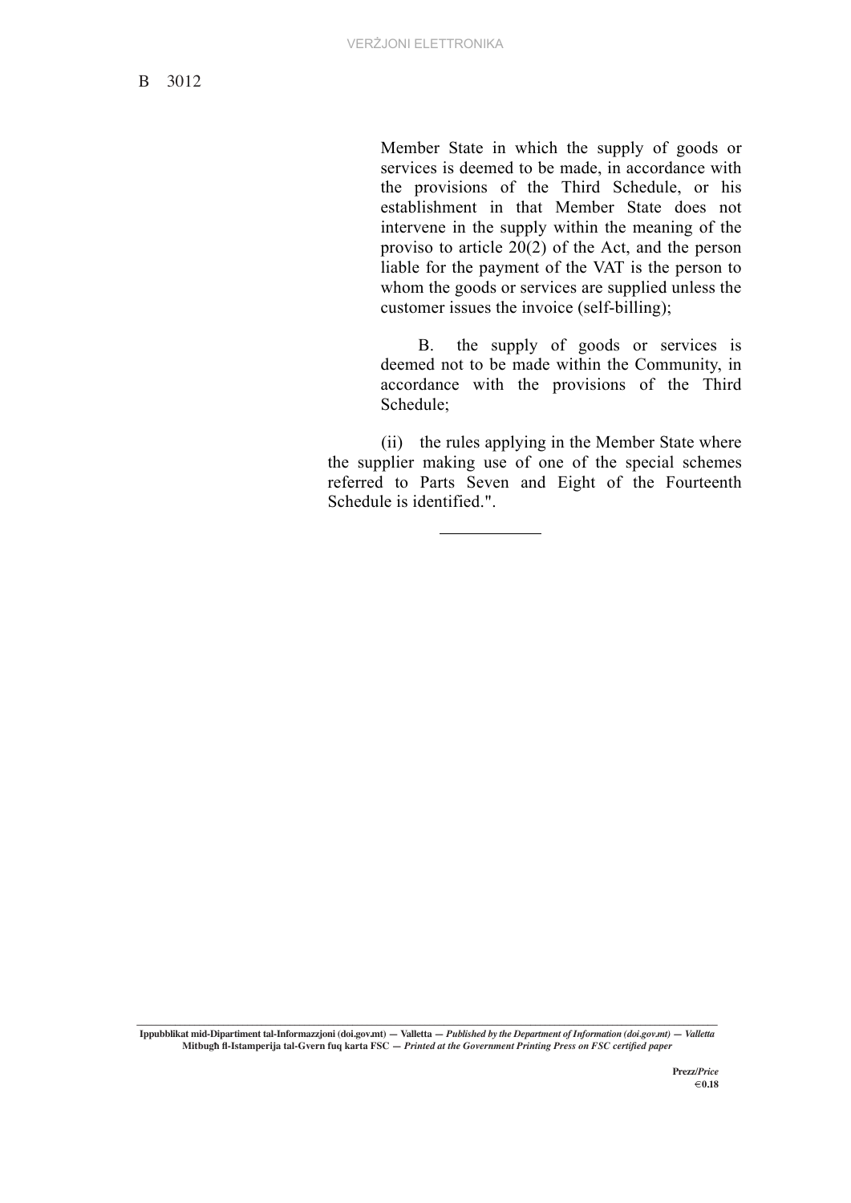Member State in which the supply of goods or services is deemed to be made, in accordance with the provisions of the Third Schedule, or his establishment in that Member State does not intervene in the supply within the meaning of the proviso to article 20(2) of the Act, and the person liable for the payment of the VAT is the person to whom the goods or services are supplied unless the customer issues the invoice (self-billing);

B. the supply of goods or services is deemed not to be made within the Community, in accordance with the provisions of the Third Schedule;

(ii) the rules applying in the Member State where the supplier making use of one of the special schemes referred to Parts Seven and Eight of the Fourteenth Schedule is identified.".

---

**Ippubblikat mid-Dipartiment tal-Informazzjoni (doi.gov.mt) — Valletta —** ***Published by the Department of Information (doi.gov.mt) — Valletta***
**Mitbugħ fl-Istamperija tal-Gvern fuq karta FSC —** ***Printed at the Government Printing Press on FSC certified paper***

**Prezz/*Price***
**€0.18**